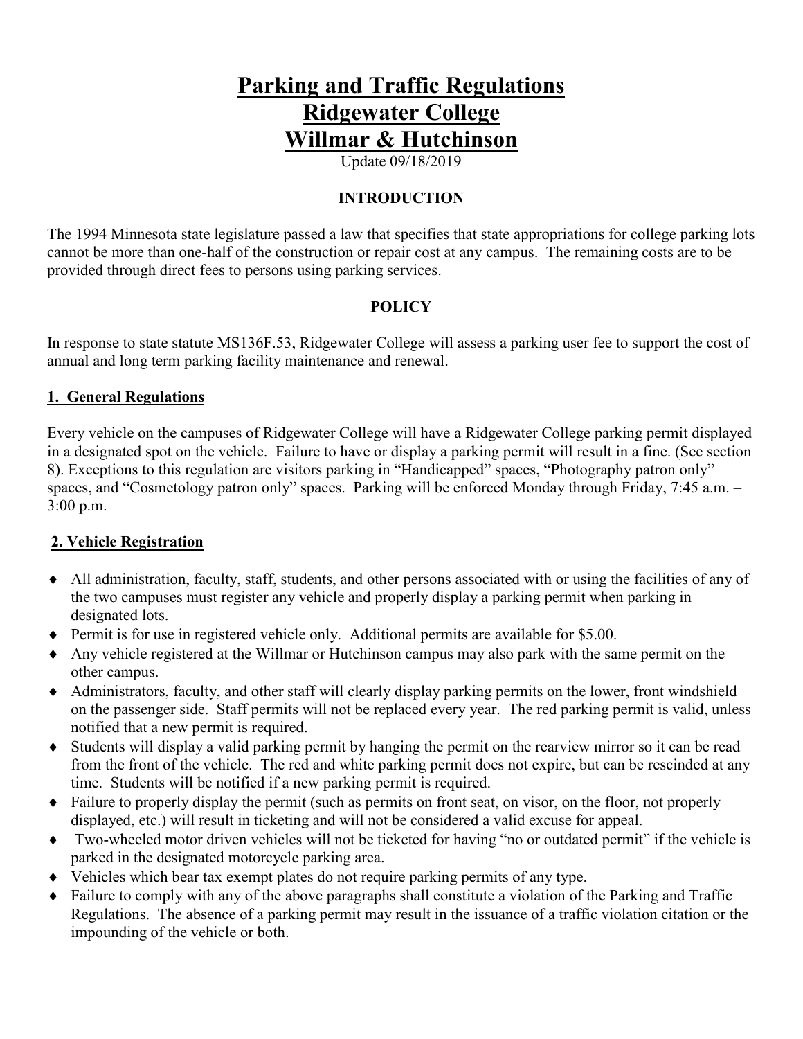# Parking and Traffic Regulations
# Ridgewater College
# Willmar & Hutchinson

Update 09/18/2019

**INTRODUCTION**

The 1994 Minnesota state legislature passed a law that specifies that state appropriations for college parking lots cannot be more than one-half of the construction or repair cost at any campus. The remaining costs are to be provided through direct fees to persons using parking services.

**POLICY**

In response to state statute MS136F.53, Ridgewater College will assess a parking user fee to support the cost of annual and long term parking facility maintenance and renewal.

## 1. General Regulations

Every vehicle on the campuses of Ridgewater College will have a Ridgewater College parking permit displayed in a designated spot on the vehicle. Failure to have or display a parking permit will result in a fine. (See section 8). Exceptions to this regulation are visitors parking in "Handicapped" spaces, "Photography patron only" spaces, and "Cosmetology patron only" spaces. Parking will be enforced Monday through Friday, 7:45 a.m. – 3:00 p.m.

## 2. Vehicle Registration

- All administration, faculty, staff, students, and other persons associated with or using the facilities of any of the two campuses must register any vehicle and properly display a parking permit when parking in designated lots.
- Permit is for use in registered vehicle only. Additional permits are available for $5.00.
- Any vehicle registered at the Willmar or Hutchinson campus may also park with the same permit on the other campus.
- Administrators, faculty, and other staff will clearly display parking permits on the lower, front windshield on the passenger side. Staff permits will not be replaced every year. The red parking permit is valid, unless notified that a new permit is required.
- Students will display a valid parking permit by hanging the permit on the rearview mirror so it can be read from the front of the vehicle. The red and white parking permit does not expire, but can be rescinded at any time. Students will be notified if a new parking permit is required.
- Failure to properly display the permit (such as permits on front seat, on visor, on the floor, not properly displayed, etc.) will result in ticketing and will not be considered a valid excuse for appeal.
- Two-wheeled motor driven vehicles will not be ticketed for having "no or outdated permit" if the vehicle is parked in the designated motorcycle parking area.
- Vehicles which bear tax exempt plates do not require parking permits of any type.
- Failure to comply with any of the above paragraphs shall constitute a violation of the Parking and Traffic Regulations. The absence of a parking permit may result in the issuance of a traffic violation citation or the impounding of the vehicle or both.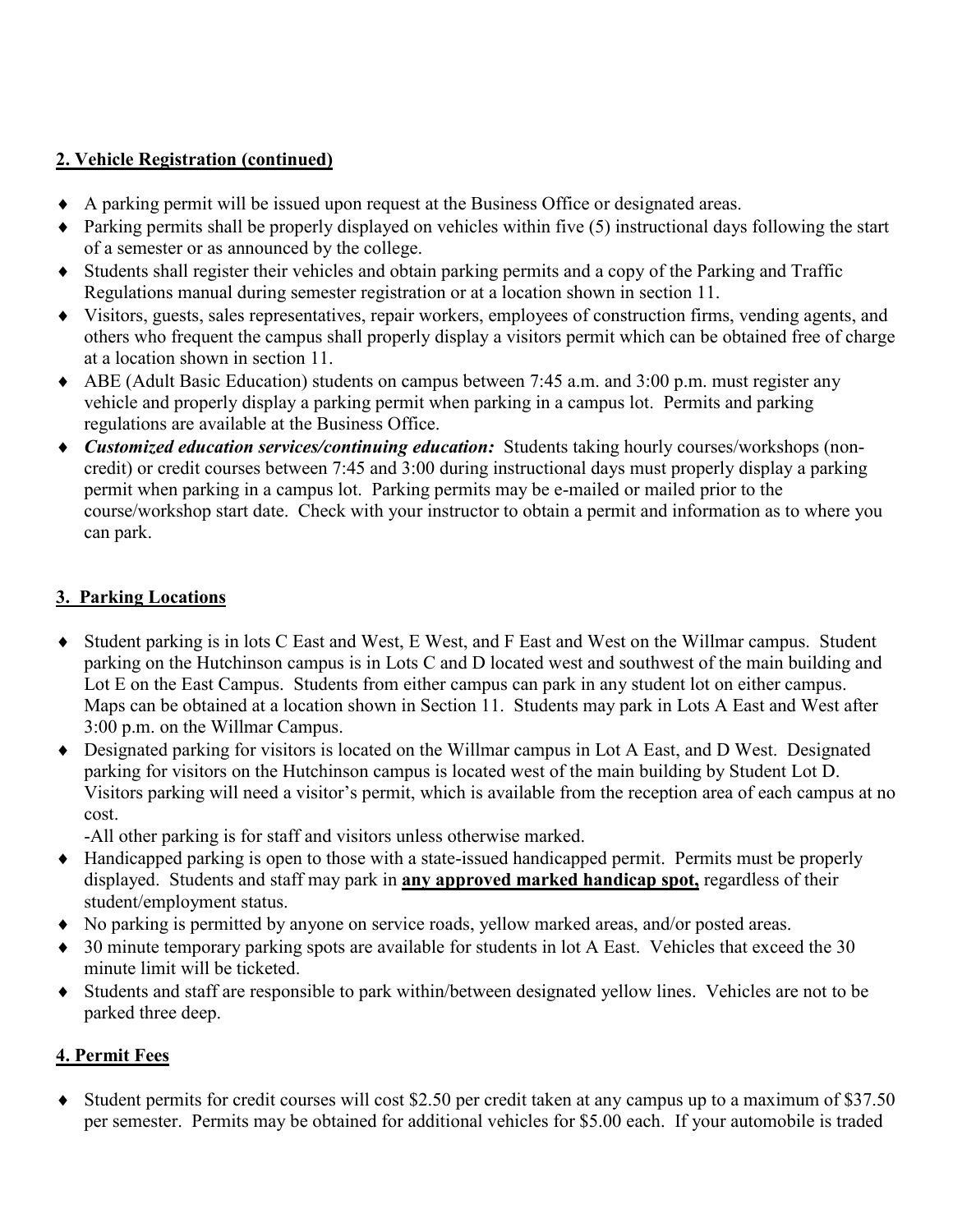## 2. Vehicle Registration (continued)

- A parking permit will be issued upon request at the Business Office or designated areas.
- Parking permits shall be properly displayed on vehicles within five (5) instructional days following the start of a semester or as announced by the college.
- Students shall register their vehicles and obtain parking permits and a copy of the Parking and Traffic Regulations manual during semester registration or at a location shown in section 11.
- Visitors, guests, sales representatives, repair workers, employees of construction firms, vending agents, and others who frequent the campus shall properly display a visitors permit which can be obtained free of charge at a location shown in section 11.
- ABE (Adult Basic Education) students on campus between 7:45 a.m. and 3:00 p.m. must register any vehicle and properly display a parking permit when parking in a campus lot. Permits and parking regulations are available at the Business Office.
- ***Customized education services/continuing education:*** Students taking hourly courses/workshops (non-credit) or credit courses between 7:45 and 3:00 during instructional days must properly display a parking permit when parking in a campus lot. Parking permits may be e-mailed or mailed prior to the course/workshop start date. Check with your instructor to obtain a permit and information as to where you can park.

## 3. Parking Locations

- Student parking is in lots C East and West, E West, and F East and West on the Willmar campus. Student parking on the Hutchinson campus is in Lots C and D located west and southwest of the main building and Lot E on the East Campus. Students from either campus can park in any student lot on either campus. Maps can be obtained at a location shown in Section 11. Students may park in Lots A East and West after 3:00 p.m. on the Willmar Campus.
- Designated parking for visitors is located on the Willmar campus in Lot A East, and D West. Designated parking for visitors on the Hutchinson campus is located west of the main building by Student Lot D. Visitors parking will need a visitor's permit, which is available from the reception area of each campus at no cost.

  -All other parking is for staff and visitors unless otherwise marked.
- Handicapped parking is open to those with a state-issued handicapped permit. Permits must be properly displayed. Students and staff may park in **<u>any approved marked handicap spot,</u>** regardless of their student/employment status.
- No parking is permitted by anyone on service roads, yellow marked areas, and/or posted areas.
- 30 minute temporary parking spots are available for students in lot A East. Vehicles that exceed the 30 minute limit will be ticketed.
- Students and staff are responsible to park within/between designated yellow lines. Vehicles are not to be parked three deep.

## 4. Permit Fees

- Student permits for credit courses will cost $2.50 per credit taken at any campus up to a maximum of $37.50 per semester. Permits may be obtained for additional vehicles for $5.00 each. If your automobile is traded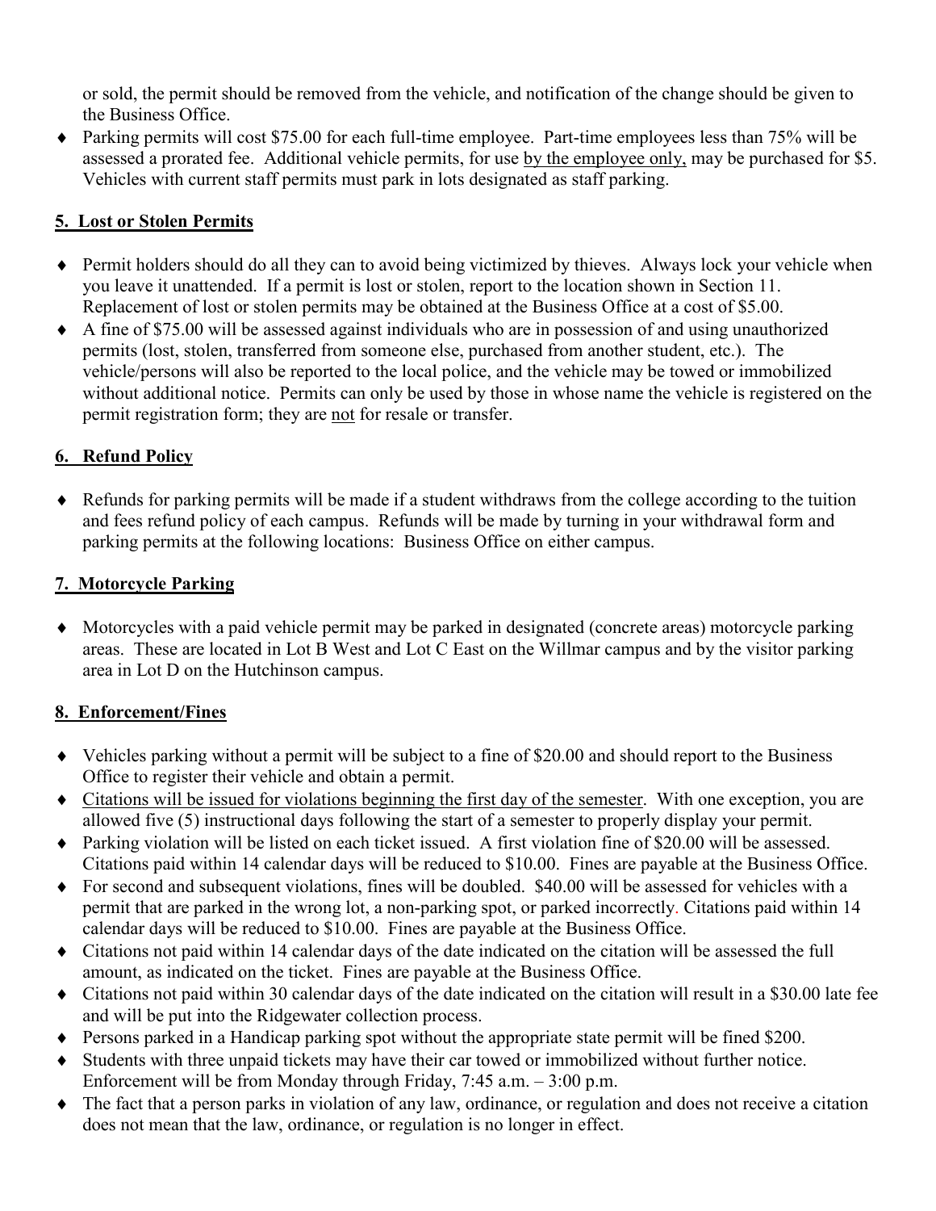or sold, the permit should be removed from the vehicle, and notification of the change should be given to the Business Office.

- Parking permits will cost $75.00 for each full-time employee. Part-time employees less than 75% will be assessed a prorated fee. Additional vehicle permits, for use <u>by the employee only,</u> may be purchased for $5. Vehicles with current staff permits must park in lots designated as staff parking.

## 5. Lost or Stolen Permits

- Permit holders should do all they can to avoid being victimized by thieves. Always lock your vehicle when you leave it unattended. If a permit is lost or stolen, report to the location shown in Section 11. Replacement of lost or stolen permits may be obtained at the Business Office at a cost of $5.00.
- A fine of $75.00 will be assessed against individuals who are in possession of and using unauthorized permits (lost, stolen, transferred from someone else, purchased from another student, etc.). The vehicle/persons will also be reported to the local police, and the vehicle may be towed or immobilized without additional notice. Permits can only be used by those in whose name the vehicle is registered on the permit registration form; they are <u>not</u> for resale or transfer.

## 6. Refund Policy

- Refunds for parking permits will be made if a student withdraws from the college according to the tuition and fees refund policy of each campus. Refunds will be made by turning in your withdrawal form and parking permits at the following locations: Business Office on either campus.

## 7. Motorcycle Parking

- Motorcycles with a paid vehicle permit may be parked in designated (concrete areas) motorcycle parking areas. These are located in Lot B West and Lot C East on the Willmar campus and by the visitor parking area in Lot D on the Hutchinson campus.

## 8. Enforcement/Fines

- Vehicles parking without a permit will be subject to a fine of $20.00 and should report to the Business Office to register their vehicle and obtain a permit.
- <u>Citations will be issued for violations beginning the first day of the semester</u>. With one exception, you are allowed five (5) instructional days following the start of a semester to properly display your permit.
- Parking violation will be listed on each ticket issued. A first violation fine of $20.00 will be assessed. Citations paid within 14 calendar days will be reduced to $10.00. Fines are payable at the Business Office.
- For second and subsequent violations, fines will be doubled. $40.00 will be assessed for vehicles with a permit that are parked in the wrong lot, a non-parking spot, or parked incorrectly. Citations paid within 14 calendar days will be reduced to $10.00. Fines are payable at the Business Office.
- Citations not paid within 14 calendar days of the date indicated on the citation will be assessed the full amount, as indicated on the ticket. Fines are payable at the Business Office.
- Citations not paid within 30 calendar days of the date indicated on the citation will result in a $30.00 late fee and will be put into the Ridgewater collection process.
- Persons parked in a Handicap parking spot without the appropriate state permit will be fined $200.
- Students with three unpaid tickets may have their car towed or immobilized without further notice. Enforcement will be from Monday through Friday, 7:45 a.m. – 3:00 p.m.
- The fact that a person parks in violation of any law, ordinance, or regulation and does not receive a citation does not mean that the law, ordinance, or regulation is no longer in effect.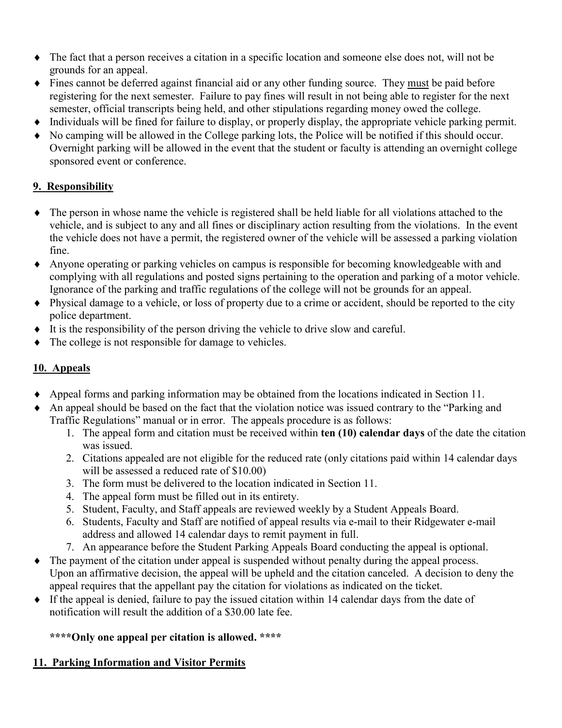- The fact that a person receives a citation in a specific location and someone else does not, will not be grounds for an appeal.
- Fines cannot be deferred against financial aid or any other funding source. They must be paid before registering for the next semester. Failure to pay fines will result in not being able to register for the next semester, official transcripts being held, and other stipulations regarding money owed the college.
- Individuals will be fined for failure to display, or properly display, the appropriate vehicle parking permit.
- No camping will be allowed in the College parking lots, the Police will be notified if this should occur. Overnight parking will be allowed in the event that the student or faculty is attending an overnight college sponsored event or conference.

## 9. Responsibility

- The person in whose name the vehicle is registered shall be held liable for all violations attached to the vehicle, and is subject to any and all fines or disciplinary action resulting from the violations. In the event the vehicle does not have a permit, the registered owner of the vehicle will be assessed a parking violation fine.
- Anyone operating or parking vehicles on campus is responsible for becoming knowledgeable with and complying with all regulations and posted signs pertaining to the operation and parking of a motor vehicle. Ignorance of the parking and traffic regulations of the college will not be grounds for an appeal.
- Physical damage to a vehicle, or loss of property due to a crime or accident, should be reported to the city police department.
- It is the responsibility of the person driving the vehicle to drive slow and careful.
- The college is not responsible for damage to vehicles.

## 10. Appeals

- Appeal forms and parking information may be obtained from the locations indicated in Section 11.
- An appeal should be based on the fact that the violation notice was issued contrary to the "Parking and Traffic Regulations" manual or in error. The appeals procedure is as follows:
  1. The appeal form and citation must be received within **ten (10) calendar days** of the date the citation was issued.
  2. Citations appealed are not eligible for the reduced rate (only citations paid within 14 calendar days will be assessed a reduced rate of $10.00)
  3. The form must be delivered to the location indicated in Section 11.
  4. The appeal form must be filled out in its entirety.
  5. Student, Faculty, and Staff appeals are reviewed weekly by a Student Appeals Board.
  6. Students, Faculty and Staff are notified of appeal results via e-mail to their Ridgewater e-mail address and allowed 14 calendar days to remit payment in full.
  7. An appearance before the Student Parking Appeals Board conducting the appeal is optional.
- The payment of the citation under appeal is suspended without penalty during the appeal process. Upon an affirmative decision, the appeal will be upheld and the citation canceled. A decision to deny the appeal requires that the appellant pay the citation for violations as indicated on the ticket.
- If the appeal is denied, failure to pay the issued citation within 14 calendar days from the date of notification will result the addition of a $30.00 late fee.

**\*\*\*\*Only one appeal per citation is allowed. \*\*\*\***

## 11. Parking Information and Visitor Permits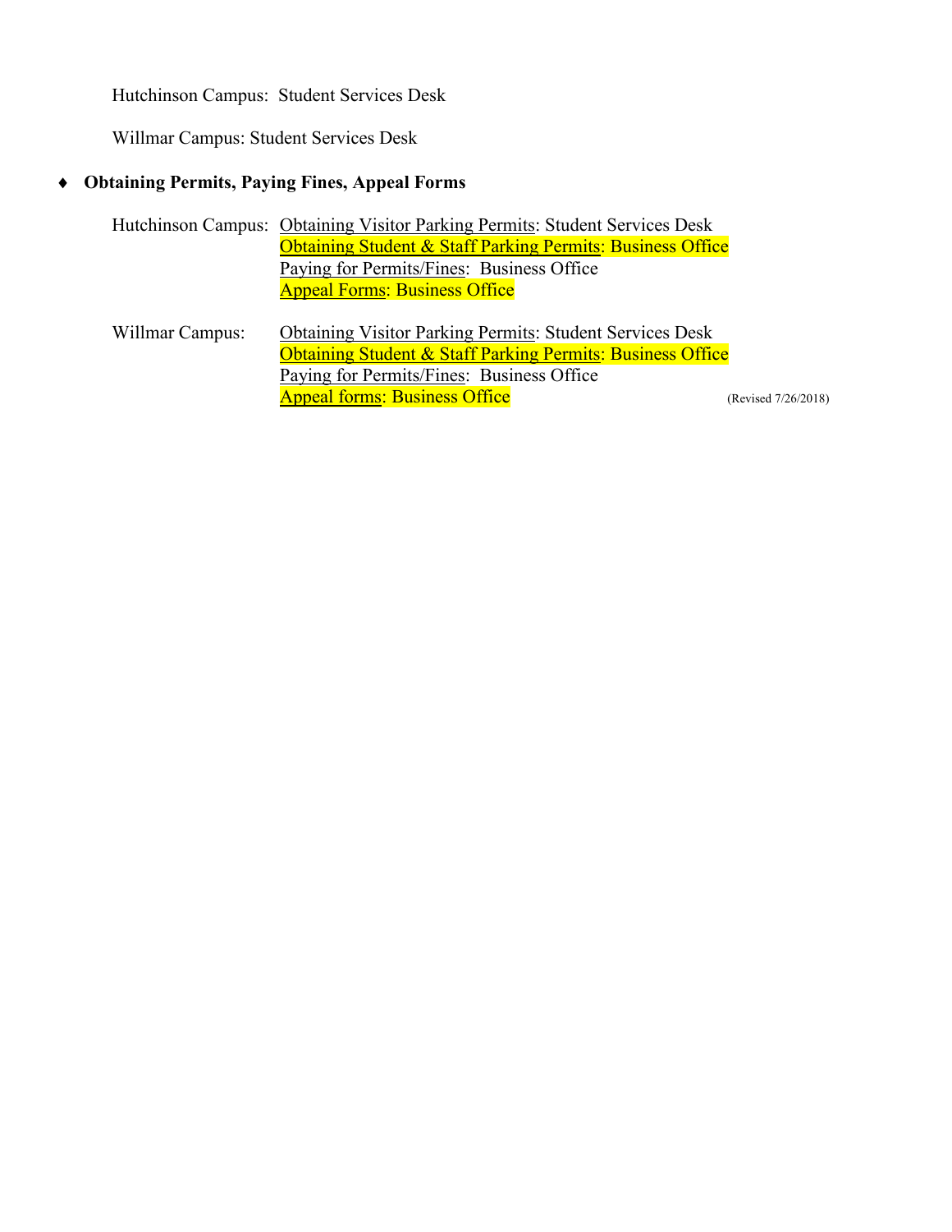Hutchinson Campus: Student Services Desk

Willmar Campus: Student Services Desk

- **Obtaining Permits, Paying Fines, Appeal Forms**

Hutchinson Campus: Obtaining Visitor Parking Permits: Student Services Desk
Obtaining Student & Staff Parking Permits: Business Office
Paying for Permits/Fines: Business Office
Appeal Forms: Business Office

Willmar Campus: Obtaining Visitor Parking Permits: Student Services Desk
Obtaining Student & Staff Parking Permits: Business Office
Paying for Permits/Fines: Business Office
Appeal forms: Business Office

(Revised 7/26/2018)